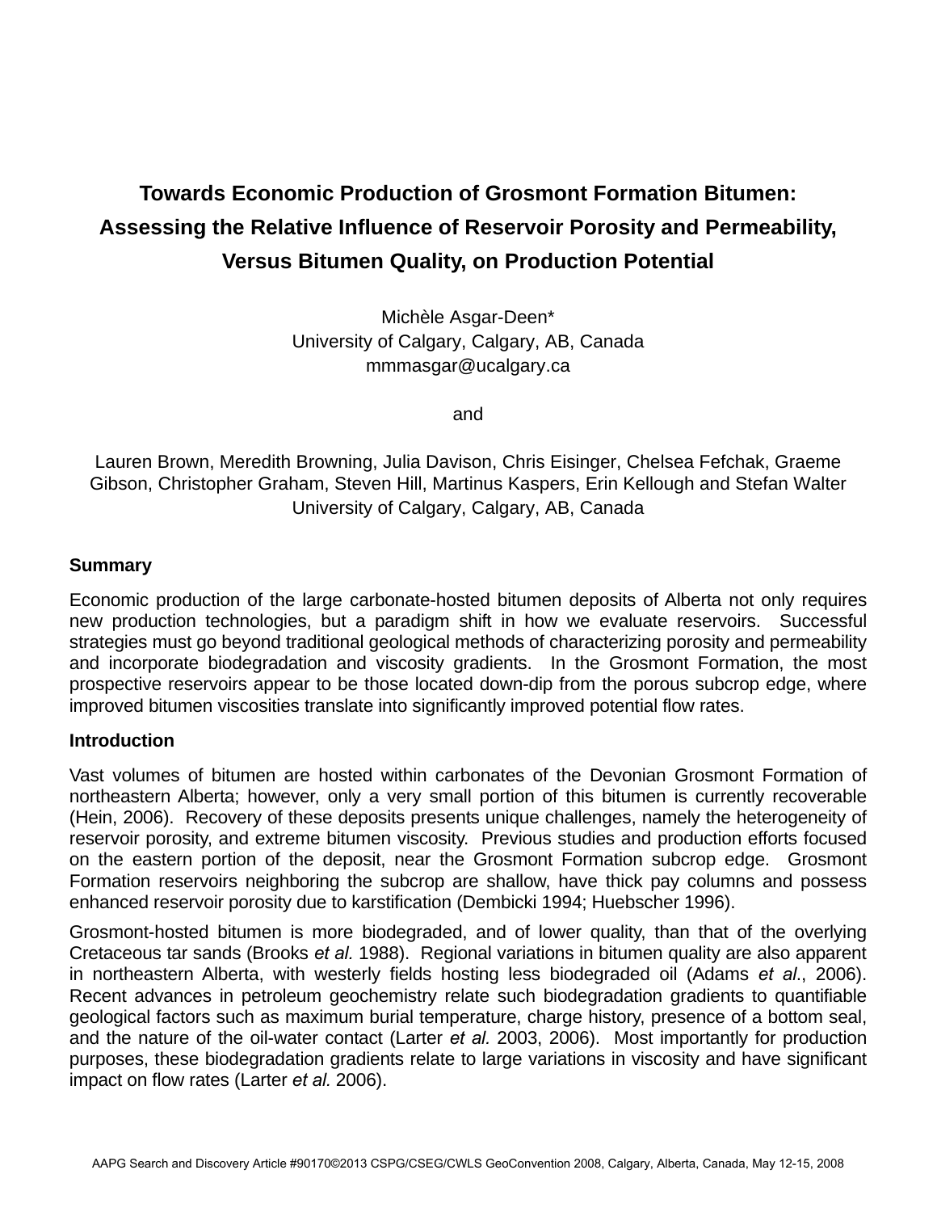# Towards Economic Production of Grosmont Formation Bitumen: Assessing the Relative Influence of Reservoir Porosity and Permeability, Versus Bitumen Quality, on Production Potential

Michèle Asgar-Deen*
University of Calgary, Calgary, AB, Canada
mmmasgar@ucalgary.ca

and

Lauren Brown, Meredith Browning, Julia Davison, Chris Eisinger, Chelsea Fefchak, Graeme Gibson, Christopher Graham, Steven Hill, Martinus Kaspers, Erin Kellough and Stefan Walter
University of Calgary, Calgary, AB, Canada

## Summary

Economic production of the large carbonate-hosted bitumen deposits of Alberta not only requires new production technologies, but a paradigm shift in how we evaluate reservoirs. Successful strategies must go beyond traditional geological methods of characterizing porosity and permeability and incorporate biodegradation and viscosity gradients. In the Grosmont Formation, the most prospective reservoirs appear to be those located down-dip from the porous subcrop edge, where improved bitumen viscosities translate into significantly improved potential flow rates.

## Introduction

Vast volumes of bitumen are hosted within carbonates of the Devonian Grosmont Formation of northeastern Alberta; however, only a very small portion of this bitumen is currently recoverable (Hein, 2006). Recovery of these deposits presents unique challenges, namely the heterogeneity of reservoir porosity, and extreme bitumen viscosity. Previous studies and production efforts focused on the eastern portion of the deposit, near the Grosmont Formation subcrop edge. Grosmont Formation reservoirs neighboring the subcrop are shallow, have thick pay columns and possess enhanced reservoir porosity due to karstification (Dembicki 1994; Huebscher 1996).

Grosmont-hosted bitumen is more biodegraded, and of lower quality, than that of the overlying Cretaceous tar sands (Brooks *et al.* 1988). Regional variations in bitumen quality are also apparent in northeastern Alberta, with westerly fields hosting less biodegraded oil (Adams *et al.*, 2006). Recent advances in petroleum geochemistry relate such biodegradation gradients to quantifiable geological factors such as maximum burial temperature, charge history, presence of a bottom seal, and the nature of the oil-water contact (Larter *et al.* 2003, 2006). Most importantly for production purposes, these biodegradation gradients relate to large variations in viscosity and have significant impact on flow rates (Larter *et al.* 2006).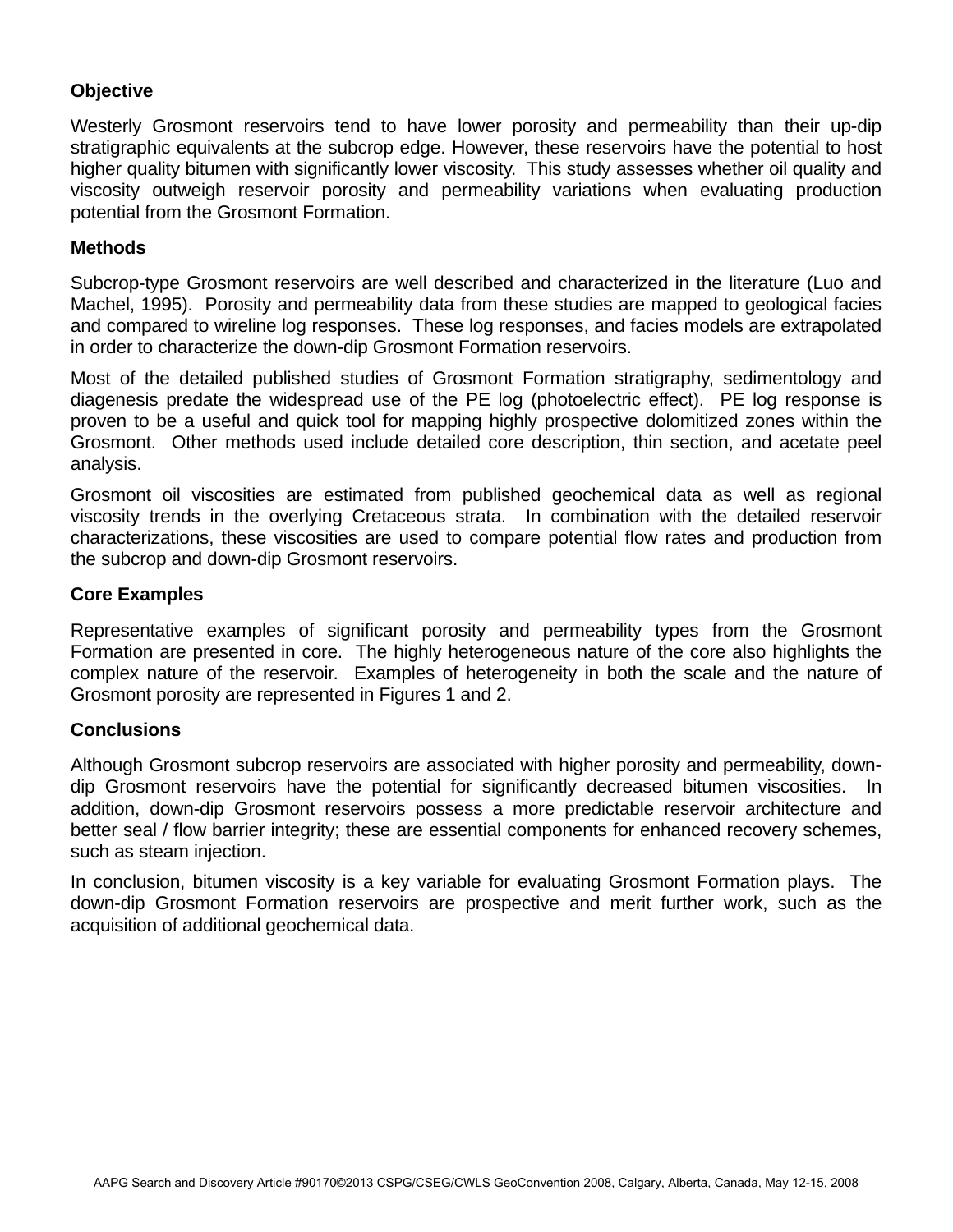## Objective

Westerly Grosmont reservoirs tend to have lower porosity and permeability than their up-dip stratigraphic equivalents at the subcrop edge. However, these reservoirs have the potential to host higher quality bitumen with significantly lower viscosity. This study assesses whether oil quality and viscosity outweigh reservoir porosity and permeability variations when evaluating production potential from the Grosmont Formation.

## Methods

Subcrop-type Grosmont reservoirs are well described and characterized in the literature (Luo and Machel, 1995). Porosity and permeability data from these studies are mapped to geological facies and compared to wireline log responses. These log responses, and facies models are extrapolated in order to characterize the down-dip Grosmont Formation reservoirs.

Most of the detailed published studies of Grosmont Formation stratigraphy, sedimentology and diagenesis predate the widespread use of the PE log (photoelectric effect). PE log response is proven to be a useful and quick tool for mapping highly prospective dolomitized zones within the Grosmont. Other methods used include detailed core description, thin section, and acetate peel analysis.

Grosmont oil viscosities are estimated from published geochemical data as well as regional viscosity trends in the overlying Cretaceous strata. In combination with the detailed reservoir characterizations, these viscosities are used to compare potential flow rates and production from the subcrop and down-dip Grosmont reservoirs.

## Core Examples

Representative examples of significant porosity and permeability types from the Grosmont Formation are presented in core. The highly heterogeneous nature of the core also highlights the complex nature of the reservoir. Examples of heterogeneity in both the scale and the nature of Grosmont porosity are represented in Figures 1 and 2.

## Conclusions

Although Grosmont subcrop reservoirs are associated with higher porosity and permeability, down-dip Grosmont reservoirs have the potential for significantly decreased bitumen viscosities. In addition, down-dip Grosmont reservoirs possess a more predictable reservoir architecture and better seal / flow barrier integrity; these are essential components for enhanced recovery schemes, such as steam injection.

In conclusion, bitumen viscosity is a key variable for evaluating Grosmont Formation plays. The down-dip Grosmont Formation reservoirs are prospective and merit further work, such as the acquisition of additional geochemical data.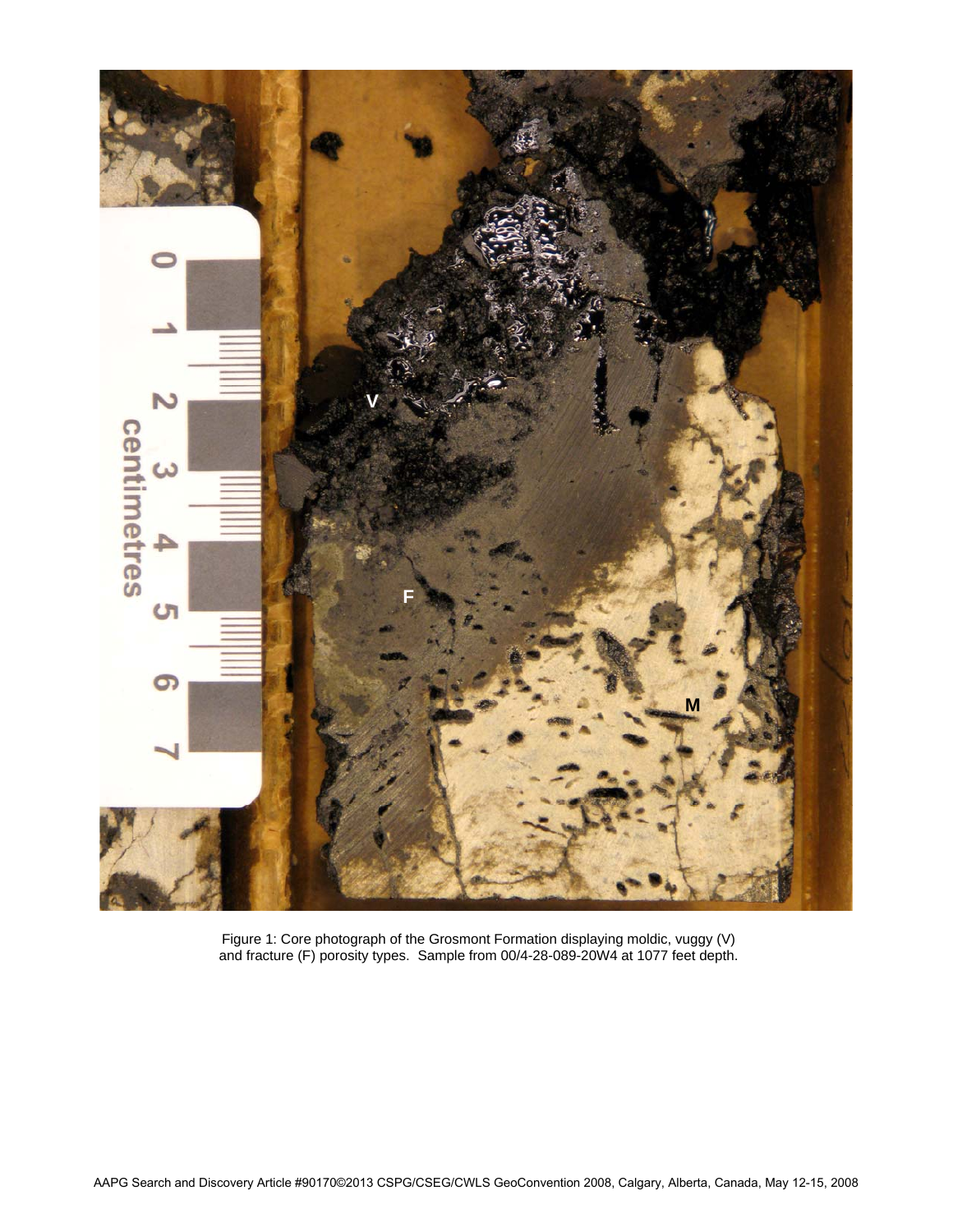Figure 1: Core photograph of the Grosmont Formation displaying moldic, vuggy (V) and fracture (F) porosity types. Sample from 00/4-28-089-20W4 at 1077 feet depth.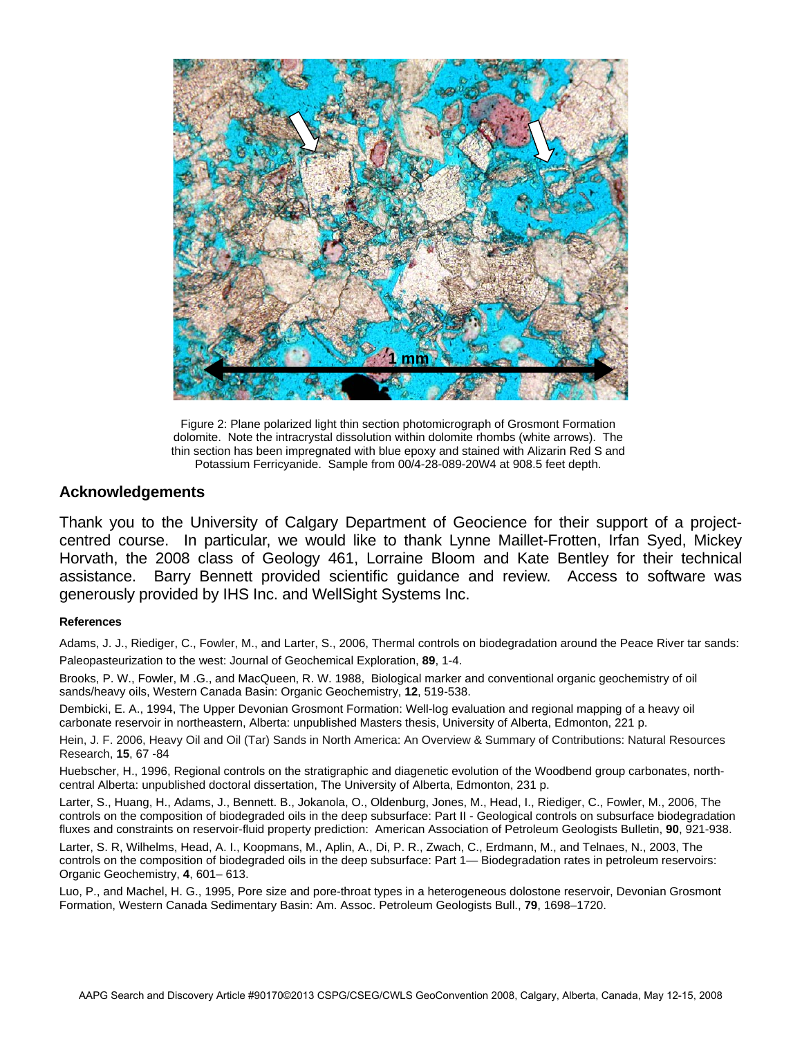1 mm

Figure 2: Plane polarized light thin section photomicrograph of Grosmont Formation dolomite. Note the intracrystal dissolution within dolomite rhombs (white arrows). The thin section has been impregnated with blue epoxy and stained with Alizarin Red S and Potassium Ferricyanide. Sample from 00/4-28-089-20W4 at 908.5 feet depth.

## Acknowledgements

Thank you to the University of Calgary Department of Geocience for their support of a project-centred course. In particular, we would like to thank Lynne Maillet-Frotten, Irfan Syed, Mickey Horvath, the 2008 class of Geology 461, Lorraine Bloom and Kate Bentley for their technical assistance. Barry Bennett provided scientific guidance and review. Access to software was generously provided by IHS Inc. and WellSight Systems Inc.

#### References

Adams, J. J., Riediger, C., Fowler, M., and Larter, S., 2006, Thermal controls on biodegradation around the Peace River tar sands: Paleopasteurization to the west: Journal of Geochemical Exploration, **89**, 1-4.

Brooks, P. W., Fowler, M .G., and MacQueen, R. W. 1988, Biological marker and conventional organic geochemistry of oil sands/heavy oils, Western Canada Basin: Organic Geochemistry, **12**, 519-538.

Dembicki, E. A., 1994, The Upper Devonian Grosmont Formation: Well-log evaluation and regional mapping of a heavy oil carbonate reservoir in northeastern, Alberta: unpublished Masters thesis, University of Alberta, Edmonton, 221 p.

Hein, J. F. 2006, Heavy Oil and Oil (Tar) Sands in North America: An Overview & Summary of Contributions: Natural Resources Research, **15**, 67 -84

Huebscher, H., 1996, Regional controls on the stratigraphic and diagenetic evolution of the Woodbend group carbonates, north-central Alberta: unpublished doctoral dissertation, The University of Alberta, Edmonton, 231 p.

Larter, S., Huang, H., Adams, J., Bennett. B., Jokanola, O., Oldenburg, Jones, M., Head, I., Riediger, C., Fowler, M., 2006, The controls on the composition of biodegraded oils in the deep subsurface: Part II - Geological controls on subsurface biodegradation fluxes and constraints on reservoir-fluid property prediction: American Association of Petroleum Geologists Bulletin, **90**, 921-938.

Larter, S. R, Wilhelms, Head, A. I., Koopmans, M., Aplin, A., Di, P. R., Zwach, C., Erdmann, M., and Telnaes, N., 2003, The controls on the composition of biodegraded oils in the deep subsurface: Part 1— Biodegradation rates in petroleum reservoirs: Organic Geochemistry, **4**, 601– 613.

Luo, P., and Machel, H. G., 1995, Pore size and pore-throat types in a heterogeneous dolostone reservoir, Devonian Grosmont Formation, Western Canada Sedimentary Basin: Am. Assoc. Petroleum Geologists Bull., **79**, 1698–1720.